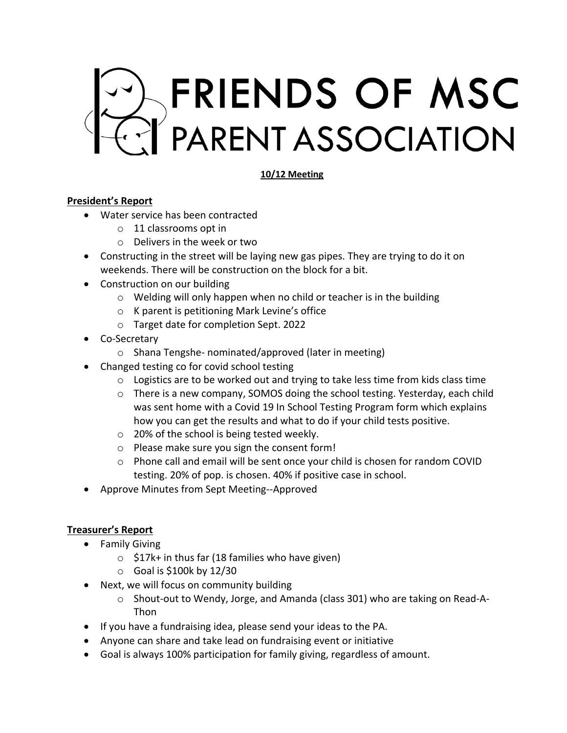# FRIENDS OF MSC PARENT ASSOCIATION

**10/12 Meeting**

## President's Report

- Water service has been contracted
  - 11 classrooms opt in
  - Delivers in the week or two
- Constructing in the street will be laying new gas pipes. They are trying to do it on weekends. There will be construction on the block for a bit.
- Construction on our building
  - Welding will only happen when no child or teacher is in the building
  - K parent is petitioning Mark Levine's office
  - Target date for completion Sept. 2022
- Co-Secretary
  - Shana Tengshe- nominated/approved (later in meeting)
- Changed testing co for covid school testing
  - Logistics are to be worked out and trying to take less time from kids class time
  - There is a new company, SOMOS doing the school testing. Yesterday, each child was sent home with a Covid 19 In School Testing Program form which explains how you can get the results and what to do if your child tests positive.
  - 20% of the school is being tested weekly.
  - Please make sure you sign the consent form!
  - Phone call and email will be sent once your child is chosen for random COVID testing. 20% of pop. is chosen. 40% if positive case in school.
- Approve Minutes from Sept Meeting--Approved

## Treasurer's Report

- Family Giving
  - $17k+ in thus far (18 families who have given)
  - Goal is $100k by 12/30
- Next, we will focus on community building
  - Shout-out to Wendy, Jorge, and Amanda (class 301) who are taking on Read-A-Thon
- If you have a fundraising idea, please send your ideas to the PA.
- Anyone can share and take lead on fundraising event or initiative
- Goal is always 100% participation for family giving, regardless of amount.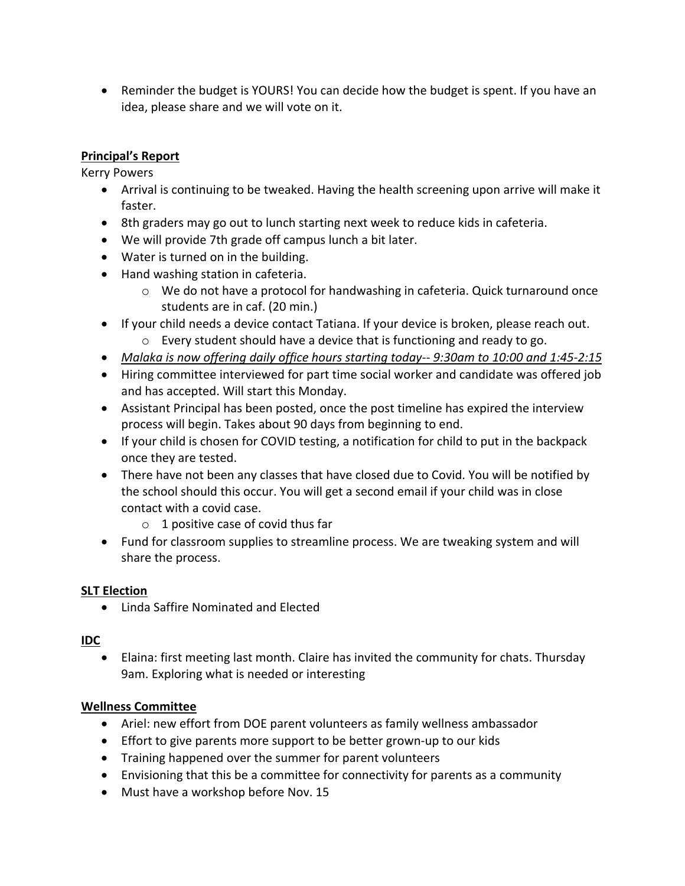- Reminder the budget is YOURS! You can decide how the budget is spent. If you have an idea, please share and we will vote on it.

**<u>Principal's Report</u>**

Kerry Powers

- Arrival is continuing to be tweaked. Having the health screening upon arrive will make it faster.
- 8th graders may go out to lunch starting next week to reduce kids in cafeteria.
- We will provide 7th grade off campus lunch a bit later.
- Water is turned on in the building.
- Hand washing station in cafeteria.
    - We do not have a protocol for handwashing in cafeteria. Quick turnaround once students are in caf. (20 min.)
- If your child needs a device contact Tatiana. If your device is broken, please reach out.
    - Every student should have a device that is functioning and ready to go.
- *<u>Malaka is now offering daily office hours starting today-- 9:30am to 10:00 and 1:45-2:15</u>*
- Hiring committee interviewed for part time social worker and candidate was offered job and has accepted. Will start this Monday.
- Assistant Principal has been posted, once the post timeline has expired the interview process will begin. Takes about 90 days from beginning to end.
- If your child is chosen for COVID testing, a notification for child to put in the backpack once they are tested.
- There have not been any classes that have closed due to Covid. You will be notified by the school should this occur. You will get a second email if your child was in close contact with a covid case.
    - 1 positive case of covid thus far
- Fund for classroom supplies to streamline process. We are tweaking system and will share the process.

**<u>SLT Election</u>**

- Linda Saffire Nominated and Elected

**<u>IDC</u>**

- Elaina: first meeting last month. Claire has invited the community for chats. Thursday 9am. Exploring what is needed or interesting

**<u>Wellness Committee</u>**

- Ariel: new effort from DOE parent volunteers as family wellness ambassador
- Effort to give parents more support to be better grown-up to our kids
- Training happened over the summer for parent volunteers
- Envisioning that this be a committee for connectivity for parents as a community
- Must have a workshop before Nov. 15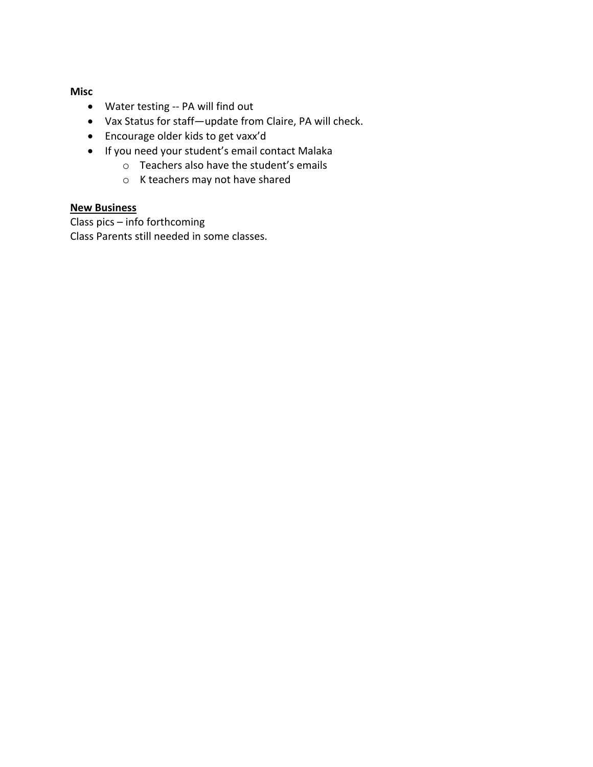**Misc**

- Water testing -- PA will find out
- Vax Status for staff—update from Claire, PA will check.
- Encourage older kids to get vaxx'd
- If you need your student's email contact Malaka
  - Teachers also have the student's emails
  - K teachers may not have shared

**New Business**

Class pics – info forthcoming
Class Parents still needed in some classes.